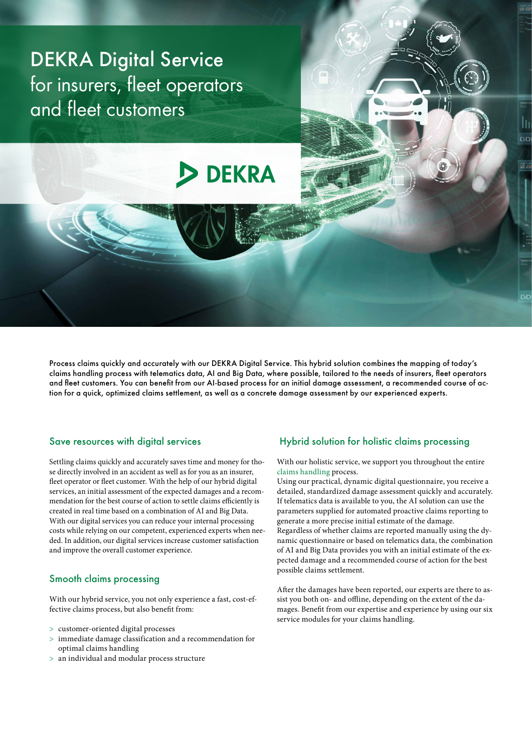# DEKRA Digital Service for insurers, fleet operators and fleet customers

DEKRA

**Process claims quickly and accurately with our DEKRA Digital Service. This hybrid solution combines the mapping of today's claims handling process with telematics data, AI and Big Data, where possible, tailored to the needs of insurers, fleet operators and fleet customers. You can benefit from our AI-based process for an initial damage assessment, a recommended course of action for a quick, optimized claims settlement, as well as a concrete damage assessment by our experienced experts.**

## Save resources with digital services

Settling claims quickly and accurately saves time and money for those directly involved in an accident as well as for you as an insurer, fleet operator or fleet customer. With the help of our hybrid digital services, an initial assessment of the expected damages and a recommendation for the best course of action to settle claims efficiently is created in real time based on a combination of AI and Big Data. With our digital services you can reduce your internal processing costs while relying on our competent, experienced experts when needed. In addition, our digital services increase customer satisfaction and improve the overall customer experience.

## Smooth claims processing

With our hybrid service, you not only experience a fast, cost-effective claims process, but also benefit from:

> customer-oriented digital processes
> immediate damage classification and a recommendation for optimal claims handling
> an individual and modular process structure

## Hybrid solution for holistic claims processing

With our holistic service, we support you throughout the entire claims handling process.
Using our practical, dynamic digital questionnaire, you receive a detailed, standardized damage assessment quickly and accurately. If telematics data is available to you, the AI solution can use the parameters supplied for automated proactive claims reporting to generate a more precise initial estimate of the damage.
Regardless of whether claims are reported manually using the dynamic questionnaire or based on telematics data, the combination of AI and Big Data provides you with an initial estimate of the expected damage and a recommended course of action for the best possible claims settlement.

After the damages have been reported, our experts are there to assist you both on- and offline, depending on the extent of the damages. Benefit from our expertise and experience by using our six service modules for your claims handling.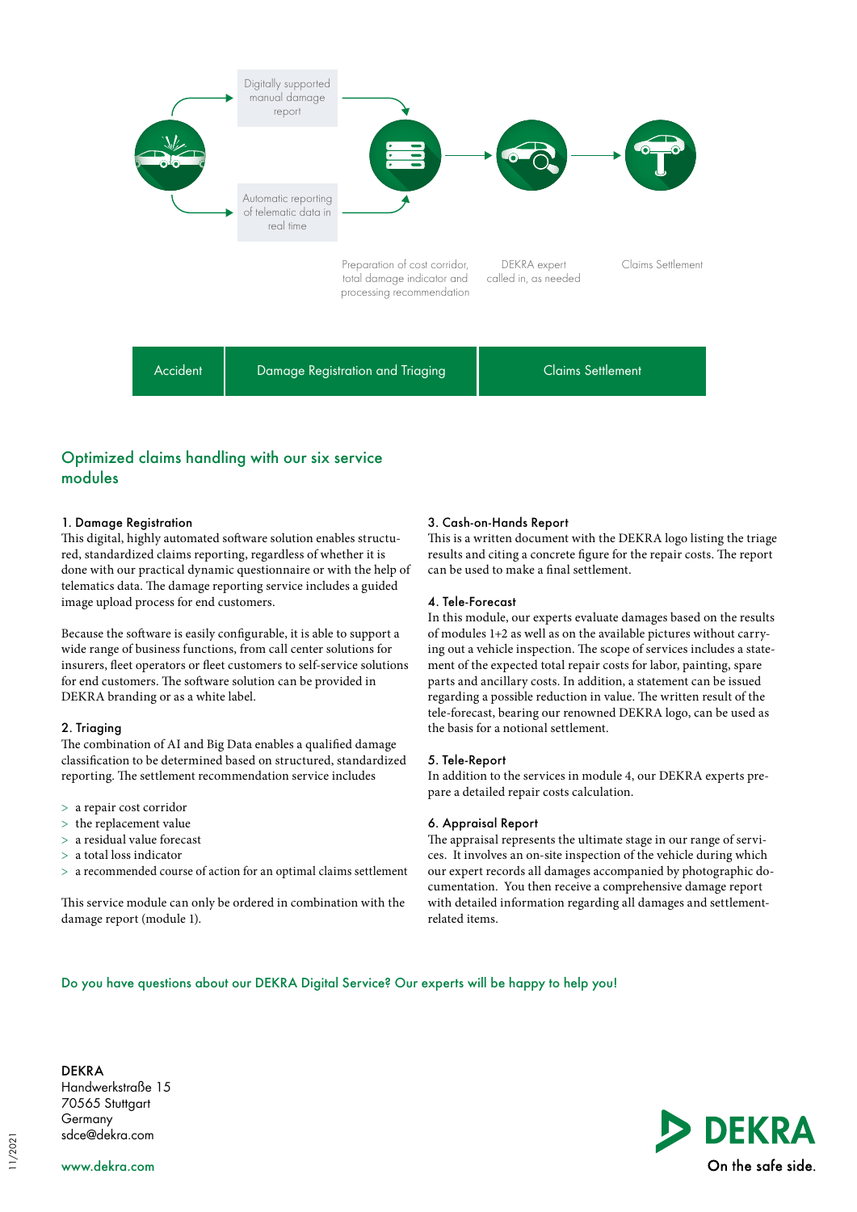Digitally supported manual damage report

Automatic reporting of telematic data in real time

Preparation of cost corridor, total damage indicator and processing recommendation

DEKRA expert called in, as needed

Claims Settlement

Accident | Damage Registration and Triaging | Claims Settlement

## Optimized claims handling with our six service modules

### 1. Damage Registration

This digital, highly automated software solution enables structured, standardized claims reporting, regardless of whether it is done with our practical dynamic questionnaire or with the help of telematics data. The damage reporting service includes a guided image upload process for end customers.

Because the software is easily configurable, it is able to support a wide range of business functions, from call center solutions for insurers, fleet operators or fleet customers to self-service solutions for end customers. The software solution can be provided in DEKRA branding or as a white label.

### 2. Triaging

The combination of AI and Big Data enables a qualified damage classification to be determined based on structured, standardized reporting. The settlement recommendation service includes

- a repair cost corridor
- the replacement value
- a residual value forecast
- a total loss indicator
- a recommended course of action for an optimal claims settlement

This service module can only be ordered in combination with the damage report (module 1).

### 3. Cash-on-Hands Report

This is a written document with the DEKRA logo listing the triage results and citing a concrete figure for the repair costs. The report can be used to make a final settlement.

### 4. Tele-Forecast

In this module, our experts evaluate damages based on the results of modules 1+2 as well as on the available pictures without carrying out a vehicle inspection. The scope of services includes a statement of the expected total repair costs for labor, painting, spare parts and ancillary costs. In addition, a statement can be issued regarding a possible reduction in value. The written result of the tele-forecast, bearing our renowned DEKRA logo, can be used as the basis for a notional settlement.

### 5. Tele-Report

In addition to the services in module 4, our DEKRA experts prepare a detailed repair costs calculation.

### 6. Appraisal Report

The appraisal represents the ultimate stage in our range of services. It involves an on-site inspection of the vehicle during which our expert records all damages accompanied by photographic documentation. You then receive a comprehensive damage report with detailed information regarding all damages and settlement-related items.

Do you have questions about our DEKRA Digital Service? Our experts will be happy to help you!

DEKRA
Handwerkstraße 15
70565 Stuttgart
Germany
sdce@dekra.com

www.dekra.com

11/2021

DEKRA
On the safe side.